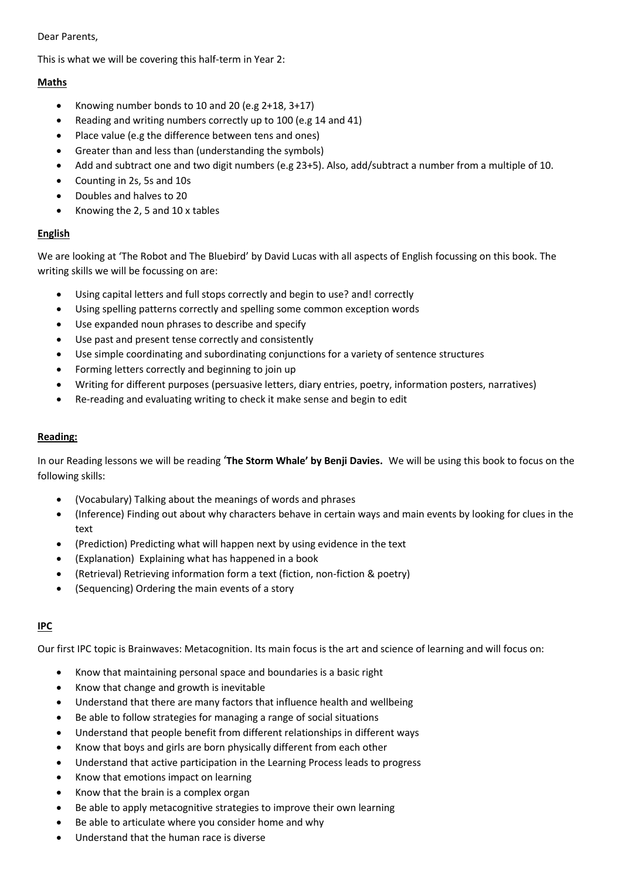Dear Parents,

This is what we will be covering this half-term in Year 2:

**Maths**

- Knowing number bonds to 10 and 20 (e.g 2+18, 3+17)
- Reading and writing numbers correctly up to 100 (e.g 14 and 41)
- Place value (e.g the difference between tens and ones)
- Greater than and less than (understanding the symbols)
- Add and subtract one and two digit numbers (e.g 23+5). Also, add/subtract a number from a multiple of 10.
- Counting in 2s, 5s and 10s
- Doubles and halves to 20
- Knowing the 2, 5 and 10 x tables

**English**

We are looking at 'The Robot and The Bluebird' by David Lucas with all aspects of English focussing on this book. The writing skills we will be focussing on are:

- Using capital letters and full stops correctly and begin to use? and! correctly
- Using spelling patterns correctly and spelling some common exception words
- Use expanded noun phrases to describe and specify
- Use past and present tense correctly and consistently
- Use simple coordinating and subordinating conjunctions for a variety of sentence structures
- Forming letters correctly and beginning to join up
- Writing for different purposes (persuasive letters, diary entries, poetry, information posters, narratives)
- Re-reading and evaluating writing to check it make sense and begin to edit

**Reading:**

In our Reading lessons we will be reading '**The Storm Whale' by Benji Davies.** We will be using this book to focus on the following skills:

- (Vocabulary) Talking about the meanings of words and phrases
- (Inference) Finding out about why characters behave in certain ways and main events by looking for clues in the text
- (Prediction) Predicting what will happen next by using evidence in the text
- (Explanation) Explaining what has happened in a book
- (Retrieval) Retrieving information form a text (fiction, non-fiction & poetry)
- (Sequencing) Ordering the main events of a story

**IPC**

Our first IPC topic is Brainwaves: Metacognition. Its main focus is the art and science of learning and will focus on:

- Know that maintaining personal space and boundaries is a basic right
- Know that change and growth is inevitable
- Understand that there are many factors that influence health and wellbeing
- Be able to follow strategies for managing a range of social situations
- Understand that people benefit from different relationships in different ways
- Know that boys and girls are born physically different from each other
- Understand that active participation in the Learning Process leads to progress
- Know that emotions impact on learning
- Know that the brain is a complex organ
- Be able to apply metacognitive strategies to improve their own learning
- Be able to articulate where you consider home and why
- Understand that the human race is diverse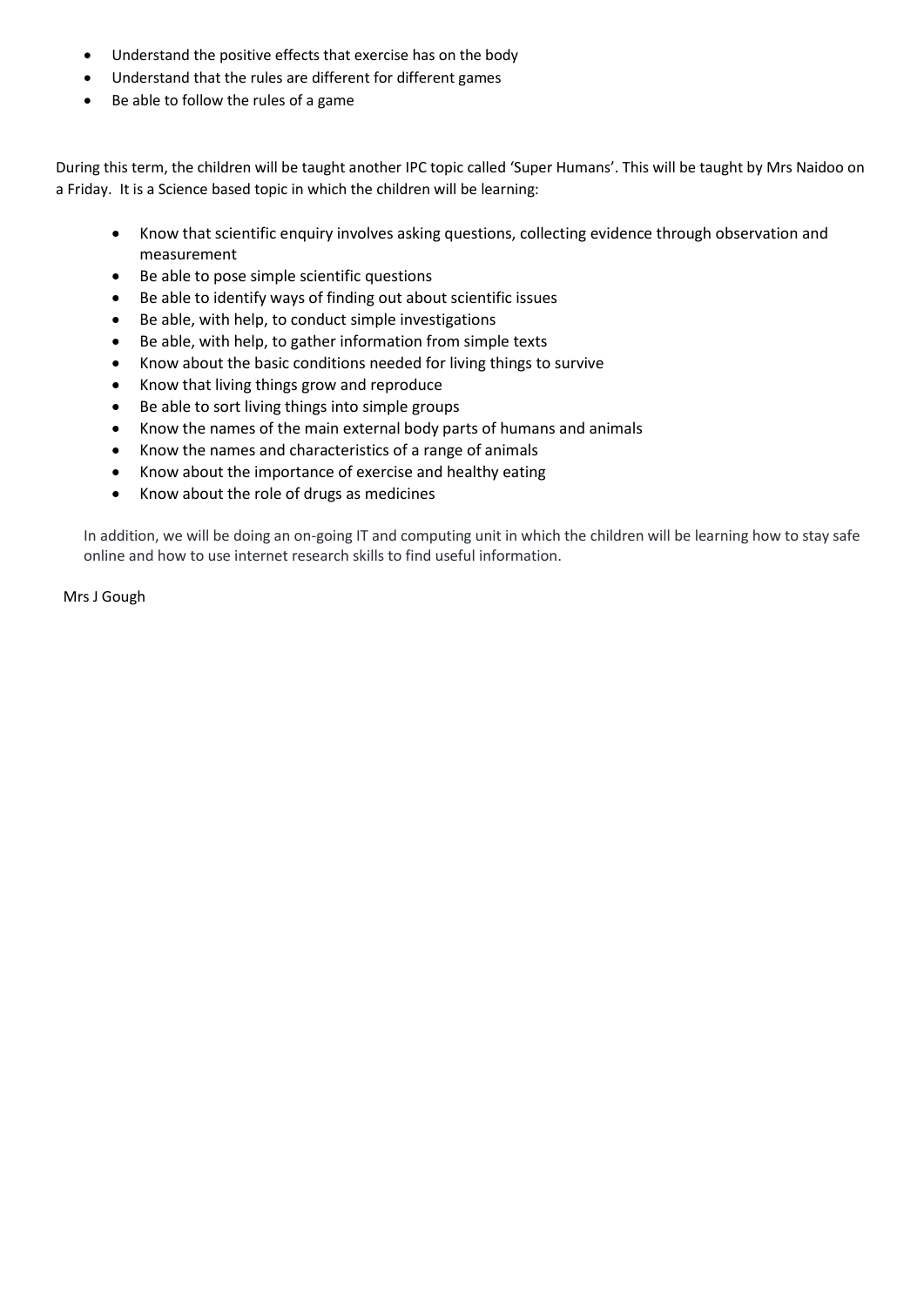- Understand the positive effects that exercise has on the body
- Understand that the rules are different for different games
- Be able to follow the rules of a game

During this term, the children will be taught another IPC topic called 'Super Humans'. This will be taught by Mrs Naidoo on a Friday. It is a Science based topic in which the children will be learning:

- Know that scientific enquiry involves asking questions, collecting evidence through observation and measurement
- Be able to pose simple scientific questions
- Be able to identify ways of finding out about scientific issues
- Be able, with help, to conduct simple investigations
- Be able, with help, to gather information from simple texts
- Know about the basic conditions needed for living things to survive
- Know that living things grow and reproduce
- Be able to sort living things into simple groups
- Know the names of the main external body parts of humans and animals
- Know the names and characteristics of a range of animals
- Know about the importance of exercise and healthy eating
- Know about the role of drugs as medicines

In addition, we will be doing an on-going IT and computing unit in which the children will be learning how to stay safe online and how to use internet research skills to find useful information.

Mrs J Gough